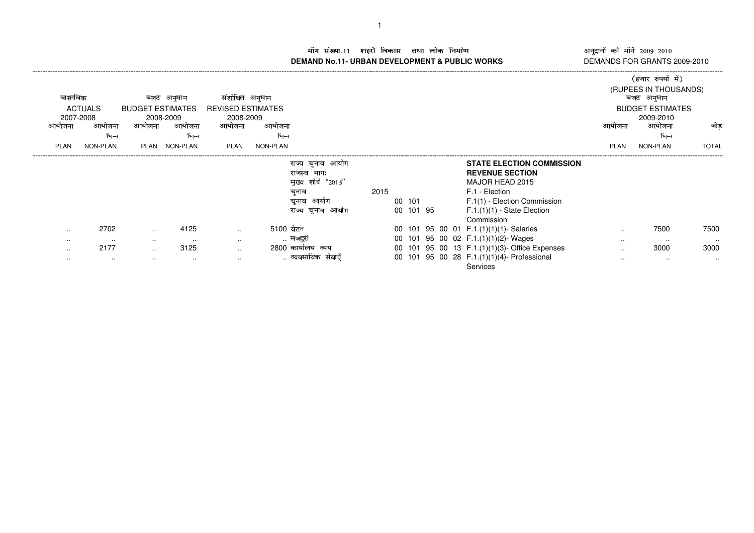# मॉंग संख्या.11 शहरी विकास तथा लोक निर्माण

# DEMAND No.11- URBAN DEVELOPMENT & PUBLIC WORKS

अनुदानों की मॉंगें 2009 2010
DEMANDS FOR GRANTS 2009-2010

(हजार रुपयों में)
(RUPEES IN THOUSANDS)

| वास्तविक ACTUALS 2007-2008 | | बजट अनुमान BUDGET ESTIMATES 2008-2009 | | संशोधित अनुमान REVISED ESTIMATES 2008-2009 | | | | | बजट अनुमान BUDGET ESTIMATES 2009-2010 | | |
|---|---|---|---|---|---|---|---|---|---|---|---|
| आयोजना PLAN | आयोजना भिन्न NON-PLAN | आयोजना PLAN | आयोजना भिन्न NON-PLAN | आयोजना PLAN | आयोजना भिन्न NON-PLAN | | | | आयोजना PLAN | आयोजना भिन्न NON-PLAN | जोड़ TOTAL |
| | | | | | | राज्य चुनाव आयोग | | **STATE ELECTION COMMISSION** | | | |
| | | | | | | राजस्व भाग: | | **REVENUE SECTION** | | | |
| | | | | | | मुख्य शीर्ष "2015" | | MAJOR HEAD 2015 | | | |
| | | | | | | चुनाव | 2015 | F.1 - Election | | | |
| | | | | | | चुनाव आयोग | 00 101 | F.1(1) - Election Commission | | | |
| | | | | | | राज्य चुनाव आयोग | 00 101 95 | F.1.(1)(1) - State Election Commission | | | |
| .. | 2702 | .. | 4125 | .. | 5100 | वेतन | 00 101 95 00 01 | F.1.(1)(1)(1)- Salaries | .. | 7500 | 7500 |
| .. | .. | .. | .. | .. | .. | मजदूरी | 00 101 95 00 02 | F.1.(1)(1)(2)- Wages | .. | .. | .. |
| .. | 2177 | .. | 3125 | .. | 2800 | कार्यालय व्यय | 00 101 95 00 13 | F.1.(1)(1)(3)- Office Expenses | .. | 3000 | 3000 |
| .. | .. | .. | .. | .. | .. | व्यवसायिक सेवाऐं | 00 101 95 00 28 | F.1.(1)(1)(4)- Professional Services | .. | .. | .. |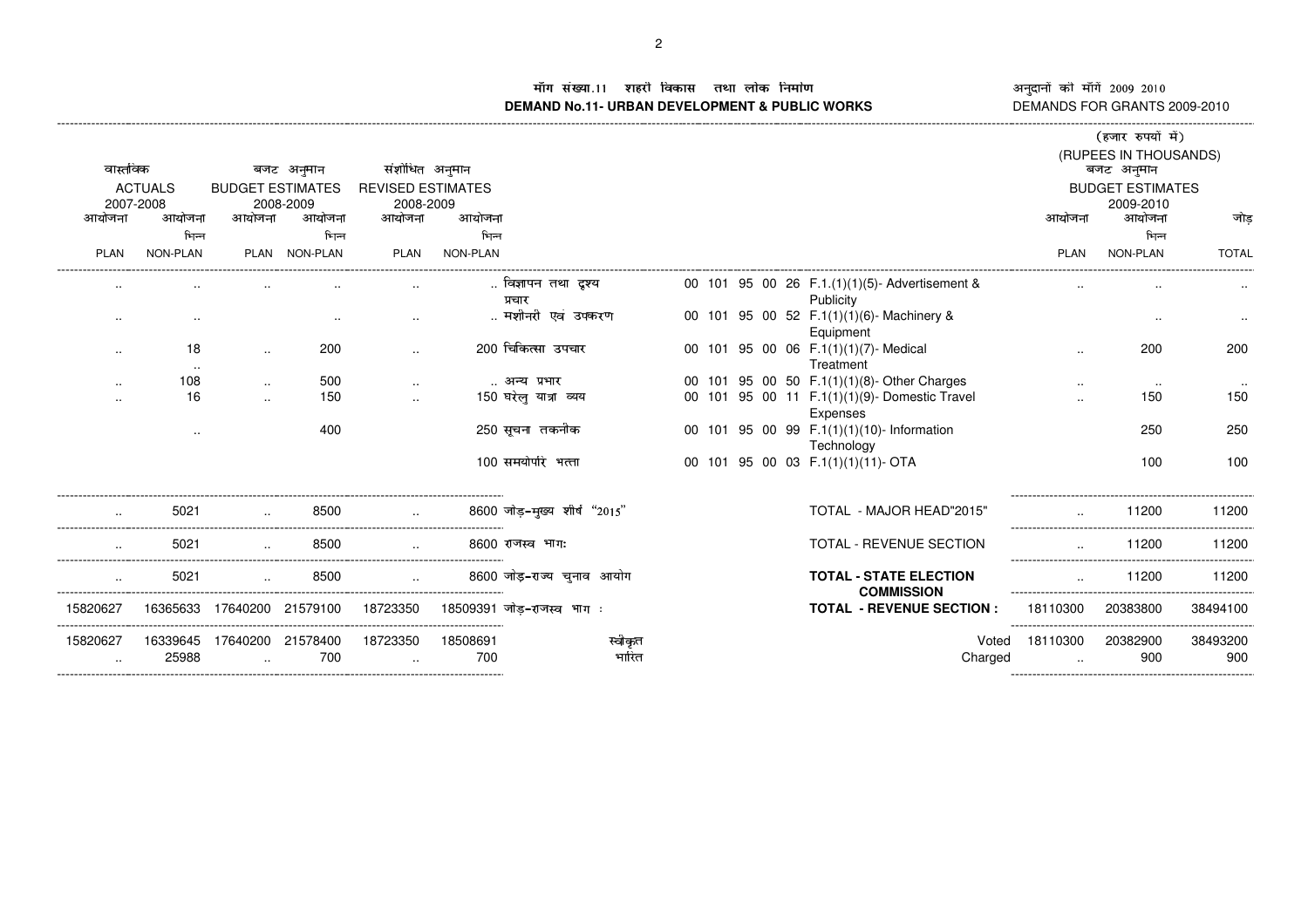# माँग संख्या.11 शहरी विकास तथा लोक निर्माण
# DEMAND No.11- URBAN DEVELOPMENT & PUBLIC WORKS

अनुदानों की माँगें 2009 2010
DEMANDS FOR GRANTS 2009-2010

(हजार रुपयों में)
(RUPEES IN THOUSANDS)

| वास्तविक ACTUALS 2007-2008 | | बजट अनुमान BUDGET ESTIMATES 2008-2009 | | संशोधित अनुमान REVISED ESTIMATES 2008-2009 | | | | | बजट अनुमान BUDGET ESTIMATES 2009-2010 | | |
|---|---|---|---|---|---|---|---|---|---|---|---|
| आयोजना PLAN | आयोजना भिन्न NON-PLAN | आयोजना PLAN | आयोजना भिन्न NON-PLAN | आयोजना PLAN | आयोजना भिन्न NON-PLAN | | | | आयोजना PLAN | आयोजना भिन्न NON-PLAN | जोड़ TOTAL |
| .. | .. | .. | .. | .. | .. | विज्ञापन तथा दृश्य प्रचार | 00 101 95 00 26 | F.1.(1)(1)(5)- Advertisement & Publicity | .. | .. | .. |
| .. | .. | | .. | .. | .. | मशीनरी एवं उपकरण | 00 101 95 00 52 | F.1(1)(1)(6)- Machinery & Equipment | | .. | .. |
| .. | 18 .. | .. | 200 | .. | 200 | चिकित्सा उपचार | 00 101 95 00 06 | F.1(1)(1)(7)- Medical Treatment | .. | 200 | 200 |
| .. | 108 | .. | 500 | .. | .. | अन्य प्रभार | 00 101 95 00 50 | F.1(1)(1)(8)- Other Charges | .. | .. | .. |
| .. | 16 | .. | 150 | .. | 150 | घरेलु यात्रा व्यय | 00 101 95 00 11 | F.1(1)(1)(9)- Domestic Travel Expenses | .. | 150 | 150 |
| | .. | | 400 | | 250 | सूचना तकनीक | 00 101 95 00 99 | F.1(1)(1)(10)- Information Technology | | 250 | 250 |
| | | | | | 100 | समयोपरि भत्ता | 00 101 95 00 03 | F.1(1)(1)(11)- OTA | | 100 | 100 |
| .. | 5021 | .. | 8500 | .. | 8600 | जोड़-मुख्य शीर्ष "2015" | | TOTAL - MAJOR HEAD"2015" | .. | 11200 | 11200 |
| .. | 5021 | .. | 8500 | .. | 8600 | राजस्व भागः | | TOTAL - REVENUE SECTION | .. | 11200 | 11200 |
| .. | 5021 | .. | 8500 | .. | 8600 | जोड़-राज्य चुनाव आयोग | | **TOTAL - STATE ELECTION COMMISSION** | .. | 11200 | 11200 |
| 15820627 | 16365633 | 17640200 | 21579100 | 18723350 | 18509391 | जोड़-राजस्व भाग : | | **TOTAL - REVENUE SECTION :** | 18110300 | 20383800 | 38494100 |
| 15820627 | 16339645 | 17640200 | 21578400 | 18723350 | 18508691 | स्वीकृत | | Voted | 18110300 | 20382900 | 38493200 |
| .. | 25988 | .. | 700 | .. | 700 | भारित | | Charged | .. | 900 | 900 |